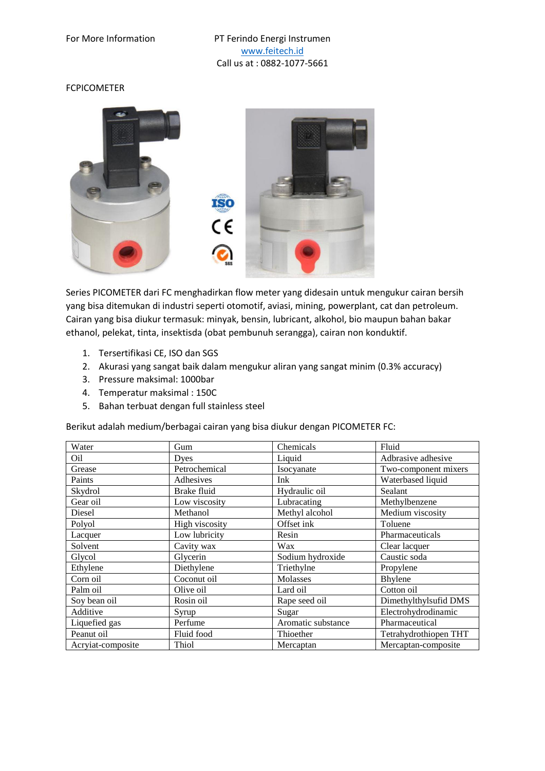For More Information

PT Ferindo Energi Instrumen
www.feitech.id
Call us at : 0882-1077-5661

FCPICOMETER

Series PICOMETER dari FC menghadirkan flow meter yang didesain untuk mengukur cairan bersih yang bisa ditemukan di industri seperti otomotif, aviasi, mining, powerplant, cat dan petroleum. Cairan yang bisa diukur termasuk: minyak, bensin, lubricant, alkohol, bio maupun bahan bakar ethanol, pelekat, tinta, insektisda (obat pembunuh serangga), cairan non konduktif.

1. Tersertifikasi CE, ISO dan SGS
2. Akurasi yang sangat baik dalam mengukur aliran yang sangat minim (0.3% accuracy)
3. Pressure maksimal: 1000bar
4. Temperatur maksimal : 150C
5. Bahan terbuat dengan full stainless steel

Berikut adalah medium/berbagai cairan yang bisa diukur dengan PICOMETER FC:

| Water | Gum | Chemicals | Fluid |
|---|---|---|---|
| Oil | Dyes | Liquid | Adbrasive adhesive |
| Grease | Petrochemical | Isocyanate | Two-component mixers |
| Paints | Adhesives | Ink | Waterbased liquid |
| Skydrol | Brake fluid | Hydraulic oil | Sealant |
| Gear oil | Low viscosity | Lubracating | Methylbenzene |
| Diesel | Methanol | Methyl alcohol | Medium viscosity |
| Polyol | High viscosity | Offset ink | Toluene |
| Lacquer | Low lubricity | Resin | Pharmaceuticals |
| Solvent | Cavity wax | Wax | Clear lacquer |
| Glycol | Glycerin | Sodium hydroxide | Caustic soda |
| Ethylene | Diethylene | Triethylne | Propylene |
| Corn oil | Coconut oil | Molasses | Bhylene |
| Palm oil | Olive oil | Lard oil | Cotton oil |
| Soy bean oil | Rosin oil | Rape seed oil | Dimethylthylsufid DMS |
| Additive | Syrup | Sugar | Electrohydrodinamic |
| Liquefied gas | Perfume | Aromatic substance | Pharmaceutical |
| Peanut oil | Fluid food | Thioether | Tetrahydrothiopen THT |
| Acryiat-composite | Thiol | Mercaptan | Mercaptan-composite |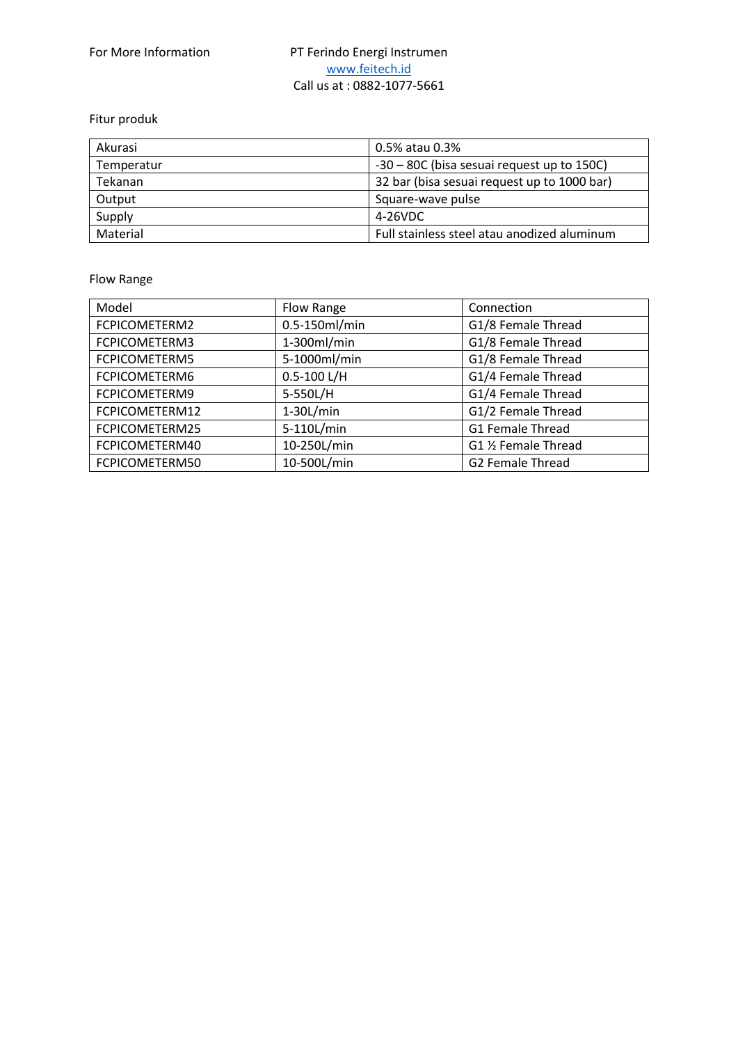For More Information

PT Ferindo Energi Instrumen
www.feitech.id
Call us at : 0882-1077-5661

Fitur produk

| | |
|---|---|
| Akurasi | 0.5% atau 0.3% |
| Temperatur | -30 – 80C (bisa sesuai request up to 150C) |
| Tekanan | 32 bar (bisa sesuai request up to 1000 bar) |
| Output | Square-wave pulse |
| Supply | 4-26VDC |
| Material | Full stainless steel atau anodized aluminum |

Flow Range

| Model | Flow Range | Connection |
|---|---|---|
| FCPICOMETERM2 | 0.5-150ml/min | G1/8 Female Thread |
| FCPICOMETERM3 | 1-300ml/min | G1/8 Female Thread |
| FCPICOMETERM5 | 5-1000ml/min | G1/8 Female Thread |
| FCPICOMETERM6 | 0.5-100 L/H | G1/4 Female Thread |
| FCPICOMETERM9 | 5-550L/H | G1/4 Female Thread |
| FCPICOMETERM12 | 1-30L/min | G1/2 Female Thread |
| FCPICOMETERM25 | 5-110L/min | G1 Female Thread |
| FCPICOMETERM40 | 10-250L/min | G1 ½ Female Thread |
| FCPICOMETERM50 | 10-500L/min | G2 Female Thread |